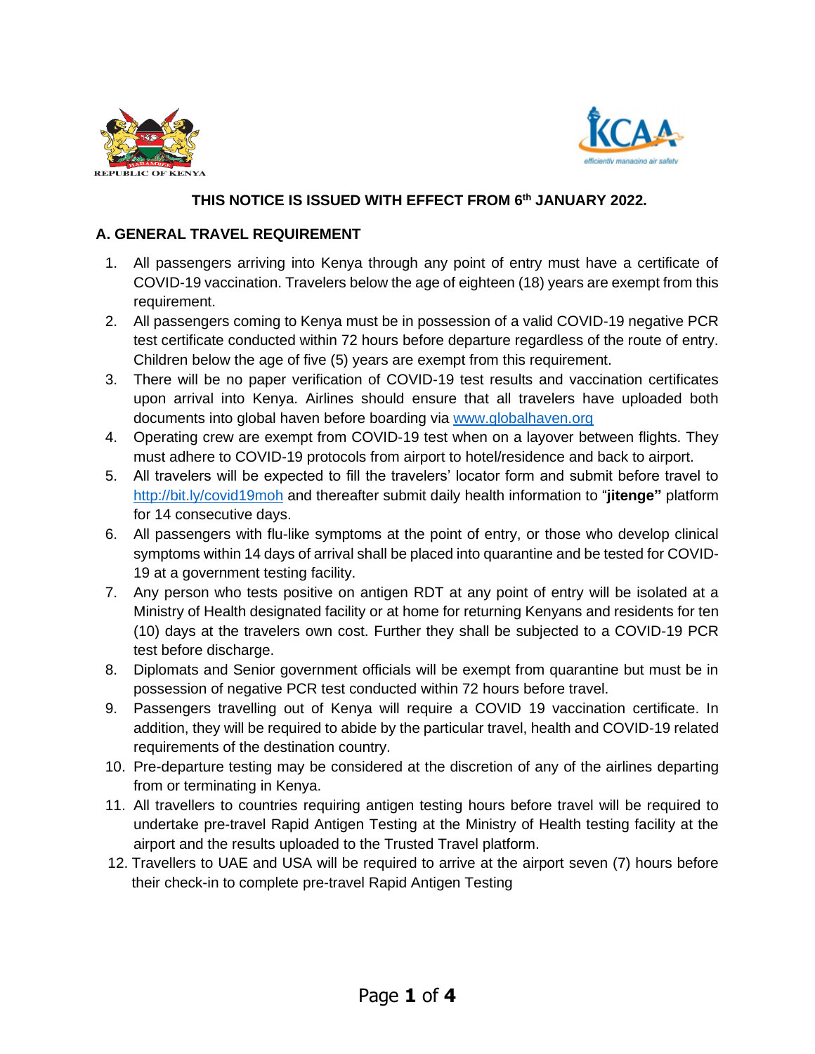REPUBLIC OF KENYA

KCAA
efficiently managing air safety

**THIS NOTICE IS ISSUED WITH EFFECT FROM 6th JANUARY 2022.**

## A. GENERAL TRAVEL REQUIREMENT

1. All passengers arriving into Kenya through any point of entry must have a certificate of COVID-19 vaccination. Travelers below the age of eighteen (18) years are exempt from this requirement.
2. All passengers coming to Kenya must be in possession of a valid COVID-19 negative PCR test certificate conducted within 72 hours before departure regardless of the route of entry. Children below the age of five (5) years are exempt from this requirement.
3. There will be no paper verification of COVID-19 test results and vaccination certificates upon arrival into Kenya. Airlines should ensure that all travelers have uploaded both documents into global haven before boarding via www.globalhaven.org
4. Operating crew are exempt from COVID-19 test when on a layover between flights. They must adhere to COVID-19 protocols from airport to hotel/residence and back to airport.
5. All travelers will be expected to fill the travelers' locator form and submit before travel to http://bit.ly/covid19moh and thereafter submit daily health information to "**jitenge"** platform for 14 consecutive days.
6. All passengers with flu-like symptoms at the point of entry, or those who develop clinical symptoms within 14 days of arrival shall be placed into quarantine and be tested for COVID-19 at a government testing facility.
7. Any person who tests positive on antigen RDT at any point of entry will be isolated at a Ministry of Health designated facility or at home for returning Kenyans and residents for ten (10) days at the travelers own cost. Further they shall be subjected to a COVID-19 PCR test before discharge.
8. Diplomats and Senior government officials will be exempt from quarantine but must be in possession of negative PCR test conducted within 72 hours before travel.
9. Passengers travelling out of Kenya will require a COVID 19 vaccination certificate. In addition, they will be required to abide by the particular travel, health and COVID-19 related requirements of the destination country.
10. Pre-departure testing may be considered at the discretion of any of the airlines departing from or terminating in Kenya.
11. All travellers to countries requiring antigen testing hours before travel will be required to undertake pre-travel Rapid Antigen Testing at the Ministry of Health testing facility at the airport and the results uploaded to the Trusted Travel platform.
12. Travellers to UAE and USA will be required to arrive at the airport seven (7) hours before their check-in to complete pre-travel Rapid Antigen Testing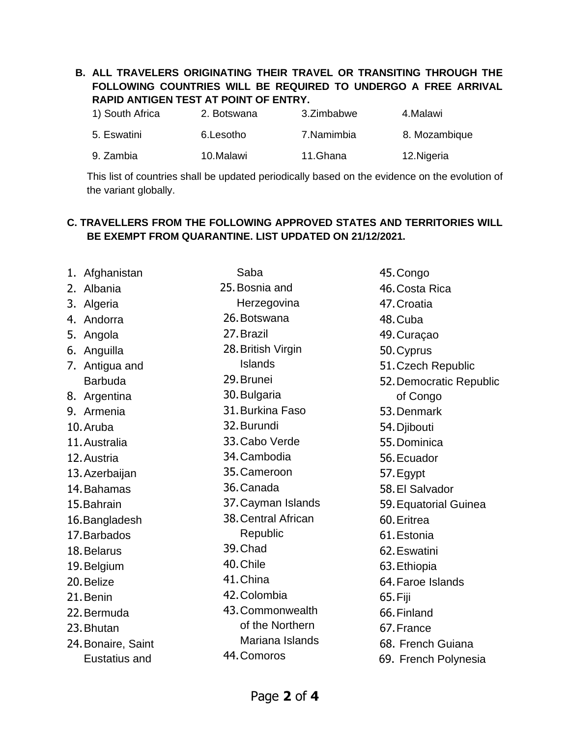**B. ALL TRAVELERS ORIGINATING THEIR TRAVEL OR TRANSITING THROUGH THE FOLLOWING COUNTRIES WILL BE REQUIRED TO UNDERGO A FREE ARRIVAL RAPID ANTIGEN TEST AT POINT OF ENTRY.**

| | | | |
|---|---|---|---|
| 1) South Africa | 2. Botswana | 3.Zimbabwe | 4.Malawi |
| 5. Eswatini | 6.Lesotho | 7.Namimbia | 8. Mozambique |
| 9. Zambia | 10.Malawi | 11.Ghana | 12.Nigeria |

This list of countries shall be updated periodically based on the evidence on the evolution of the variant globally.

**C. TRAVELLERS FROM THE FOLLOWING APPROVED STATES AND TERRITORIES WILL BE EXEMPT FROM QUARANTINE. LIST UPDATED ON 21/12/2021.**

1. Afghanistan
2. Albania
3. Algeria
4. Andorra
5. Angola
6. Anguilla
7. Antigua and Barbuda
8. Argentina
9. Armenia
10. Aruba
11. Australia
12. Austria
13. Azerbaijan
14. Bahamas
15. Bahrain
16. Bangladesh
17. Barbados
18. Belarus
19. Belgium
20. Belize
21. Benin
22. Bermuda
23. Bhutan
24. Bonaire, Saint Eustatius and Saba
25. Bosnia and Herzegovina
26. Botswana
27. Brazil
28. British Virgin Islands
29. Brunei
30. Bulgaria
31. Burkina Faso
32. Burundi
33. Cabo Verde
34. Cambodia
35. Cameroon
36. Canada
37. Cayman Islands
38. Central African Republic
39. Chad
40. Chile
41. China
42. Colombia
43. Commonwealth of the Northern Mariana Islands
44. Comoros
45. Congo
46. Costa Rica
47. Croatia
48. Cuba
49. Curaçao
50. Cyprus
51. Czech Republic
52. Democratic Republic of Congo
53. Denmark
54. Djibouti
55. Dominica
56. Ecuador
57. Egypt
58. El Salvador
59. Equatorial Guinea
60. Eritrea
61. Estonia
62. Eswatini
63. Ethiopia
64. Faroe Islands
65. Fiji
66. Finland
67. France
68. French Guiana
69. French Polynesia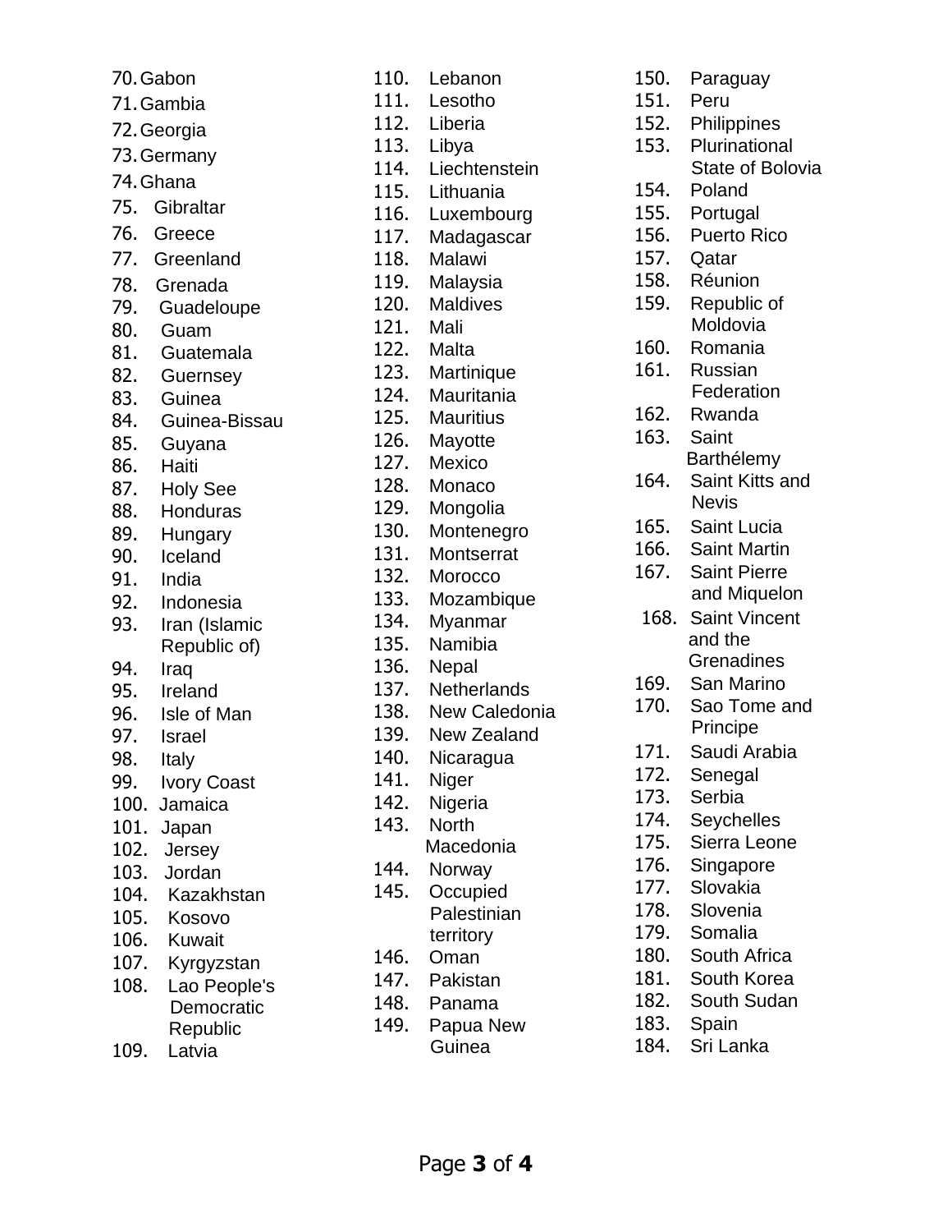70. Gabon
71. Gambia
72. Georgia
73. Germany
74. Ghana
75. Gibraltar
76. Greece
77. Greenland
78. Grenada
79. Guadeloupe
80. Guam
81. Guatemala
82. Guernsey
83. Guinea
84. Guinea-Bissau
85. Guyana
86. Haiti
87. Holy See
88. Honduras
89. Hungary
90. Iceland
91. India
92. Indonesia
93. Iran (Islamic Republic of)
94. Iraq
95. Ireland
96. Isle of Man
97. Israel
98. Italy
99. Ivory Coast
100. Jamaica
101. Japan
102. Jersey
103. Jordan
104. Kazakhstan
105. Kosovo
106. Kuwait
107. Kyrgyzstan
108. Lao People's Democratic Republic
109. Latvia
110. Lebanon
111. Lesotho
112. Liberia
113. Libya
114. Liechtenstein
115. Lithuania
116. Luxembourg
117. Madagascar
118. Malawi
119. Malaysia
120. Maldives
121. Mali
122. Malta
123. Martinique
124. Mauritania
125. Mauritius
126. Mayotte
127. Mexico
128. Monaco
129. Mongolia
130. Montenegro
131. Montserrat
132. Morocco
133. Mozambique
134. Myanmar
135. Namibia
136. Nepal
137. Netherlands
138. New Caledonia
139. New Zealand
140. Nicaragua
141. Niger
142. Nigeria
143. North Macedonia
144. Norway
145. Occupied Palestinian territory
146. Oman
147. Pakistan
148. Panama
149. Papua New Guinea
150. Paraguay
151. Peru
152. Philippines
153. Plurinational State of Bolovia
154. Poland
155. Portugal
156. Puerto Rico
157. Qatar
158. Réunion
159. Republic of Moldovia
160. Romania
161. Russian Federation
162. Rwanda
163. Saint Barthélemy
164. Saint Kitts and Nevis
165. Saint Lucia
166. Saint Martin
167. Saint Pierre and Miquelon
168. Saint Vincent and the Grenadines
169. San Marino
170. Sao Tome and Principe
171. Saudi Arabia
172. Senegal
173. Serbia
174. Seychelles
175. Sierra Leone
176. Singapore
177. Slovakia
178. Slovenia
179. Somalia
180. South Africa
181. South Korea
182. South Sudan
183. Spain
184. Sri Lanka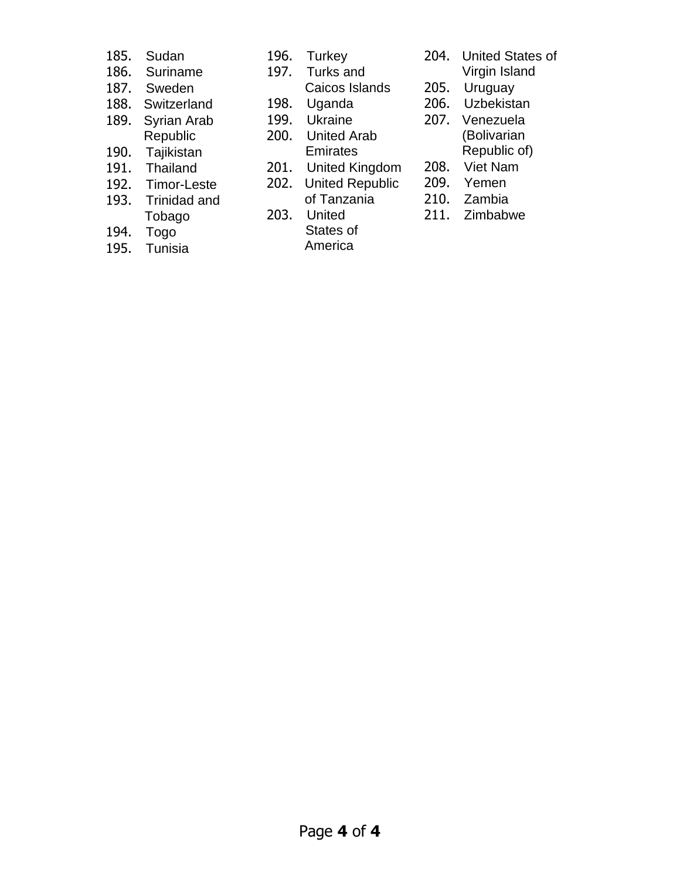185. Sudan
186. Suriname
187. Sweden
188. Switzerland
189. Syrian Arab Republic
190. Tajikistan
191. Thailand
192. Timor-Leste
193. Trinidad and Tobago
194. Togo
195. Tunisia
196. Turkey
197. Turks and Caicos Islands
198. Uganda
199. Ukraine
200. United Arab Emirates
201. United Kingdom
202. United Republic of Tanzania
203. United States of America
204. United States of Virgin Island
205. Uruguay
206. Uzbekistan
207. Venezuela (Bolivarian Republic of)
208. Viet Nam
209. Yemen
210. Zambia
211. Zimbabwe